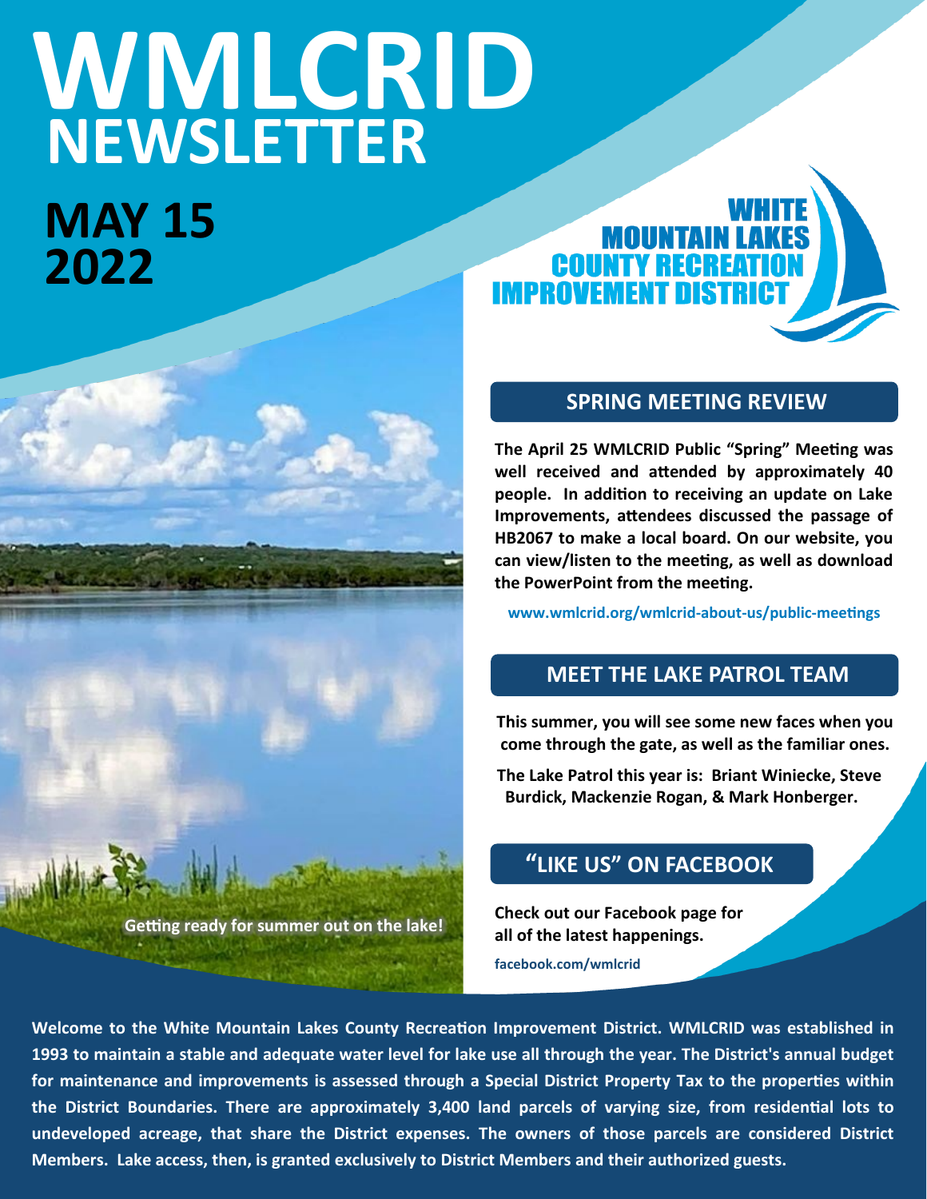# WMLCRID NEWSLETTER

## MAY 15 2022

WHITE MOUNTAIN LAKES COUNTY RECREATION IMPROVEMENT DISTRICT

## SPRING MEETING REVIEW

**The April 25 WMLCRID Public "Spring" Meeting was well received and attended by approximately 40 people. In addition to receiving an update on Lake Improvements, attendees discussed the passage of HB2067 to make a local board. On our website, you can view/listen to the meeting, as well as download the PowerPoint from the meeting.**

**www.wmlcrid.org/wmlcrid-about-us/public-meetings**

## MEET THE LAKE PATROL TEAM

**This summer, you will see some new faces when you come through the gate, as well as the familiar ones.**

**The Lake Patrol this year is: Briant Winiecke, Steve Burdick, Mackenzie Rogan, & Mark Honberger.**

## "LIKE US" ON FACEBOOK

**Check out our Facebook page for all of the latest happenings.**

**facebook.com/wmlcrid**

Getting ready for summer out on the lake!

**Welcome to the White Mountain Lakes County Recreation Improvement District. WMLCRID was established in 1993 to maintain a stable and adequate water level for lake use all through the year. The District's annual budget for maintenance and improvements is assessed through a Special District Property Tax to the properties within the District Boundaries. There are approximately 3,400 land parcels of varying size, from residential lots to undeveloped acreage, that share the District expenses. The owners of those parcels are considered District Members. Lake access, then, is granted exclusively to District Members and their authorized guests.**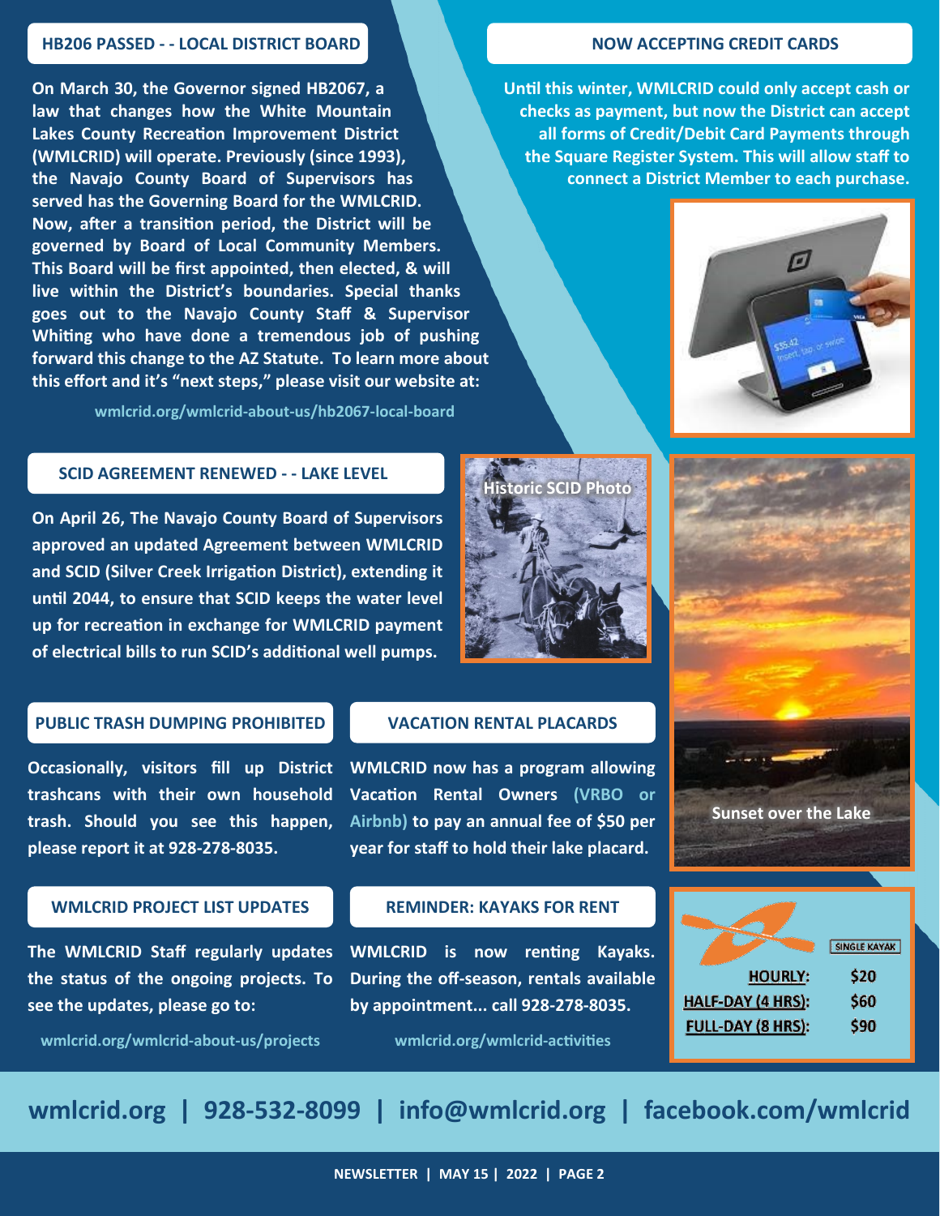## HB206 PASSED - - LOCAL DISTRICT BOARD

On March 30, the Governor signed HB2067, a law that changes how the White Mountain Lakes County Recreation Improvement District (WMLCRID) will operate. Previously (since 1993), the Navajo County Board of Supervisors has served has the Governing Board for the WMLCRID. Now, after a transition period, the District will be governed by Board of Local Community Members. This Board will be first appointed, then elected, & will live within the District's boundaries. Special thanks goes out to the Navajo County Staff & Supervisor Whiting who have done a tremendous job of pushing forward this change to the AZ Statute. To learn more about this effort and it's "next steps," please visit our website at:

wmlcrid.org/wmlcrid-about-us/hb2067-local-board

## NOW ACCEPTING CREDIT CARDS

Until this winter, WMLCRID could only accept cash or checks as payment, but now the District can accept all forms of Credit/Debit Card Payments through the Square Register System. This will allow staff to connect a District Member to each purchase.

## SCID AGREEMENT RENEWED - - LAKE LEVEL

On April 26, The Navajo County Board of Supervisors approved an updated Agreement between WMLCRID and SCID (Silver Creek Irrigation District), extending it until 2044, to ensure that SCID keeps the water level up for recreation in exchange for WMLCRID payment of electrical bills to run SCID's additional well pumps.

Historic SCID Photo

Sunset over the Lake

## PUBLIC TRASH DUMPING PROHIBITED

Occasionally, visitors fill up District trashcans with their own household trash. Should you see this happen, please report it at 928-278-8035.

## VACATION RENTAL PLACARDS

WMLCRID now has a program allowing Vacation Rental Owners (VRBO or Airbnb) to pay an annual fee of $50 per year for staff to hold their lake placard.

## WMLCRID PROJECT LIST UPDATES

The WMLCRID Staff regularly updates the status of the ongoing projects. To see the updates, please go to:

wmlcrid.org/wmlcrid-about-us/projects

## REMINDER: KAYAKS FOR RENT

WMLCRID is now renting Kayaks. During the off-season, rentals available by appointment... call 928-278-8035.

wmlcrid.org/wmlcrid-activities

| | SINGLE KAYAK |
|---|---|
| HOURLY: | $20 |
| HALF-DAY (4 HRS): | $60 |
| FULL-DAY (8 HRS): | $90 |

wmlcrid.org | 928-532-8099 | info@wmlcrid.org | facebook.com/wmlcrid